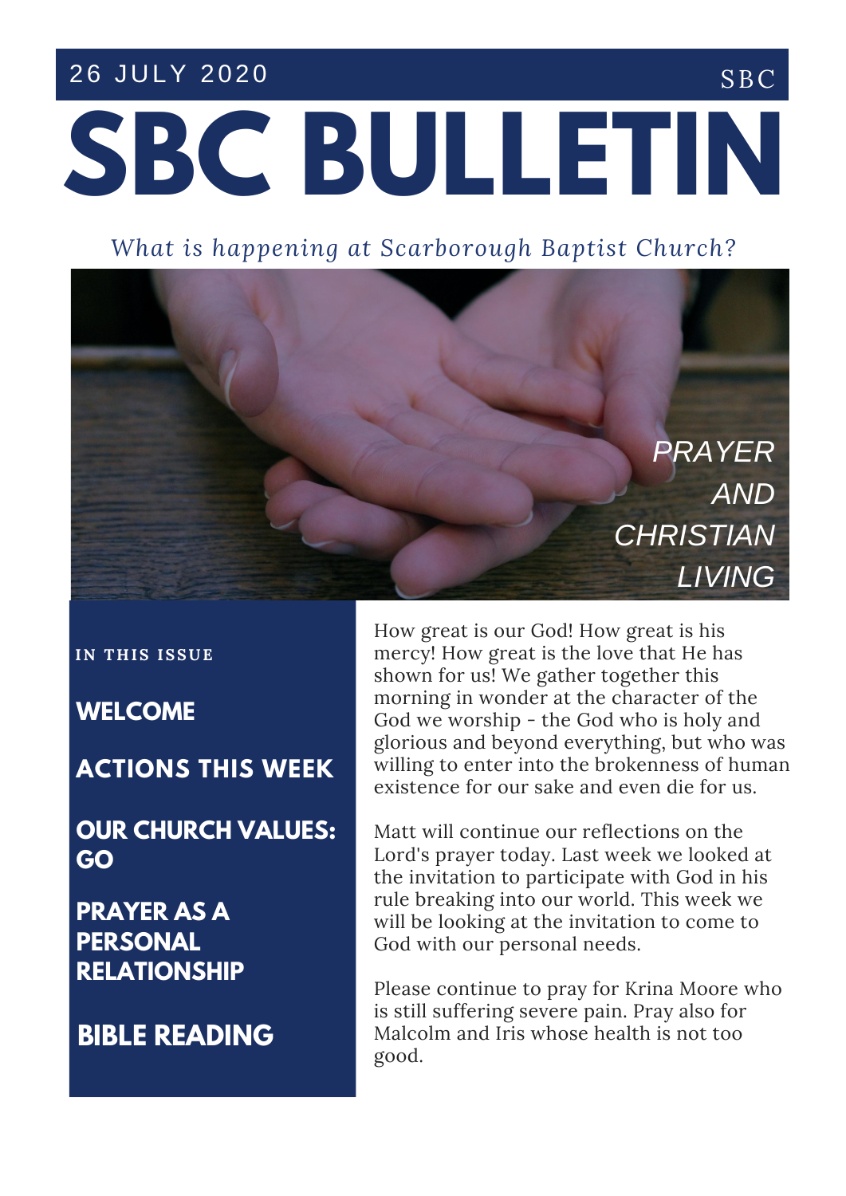26 JULY 2020 SBC

# SBC BULLETIN

*What is happening at Scarborough Baptist Church?*

*PRAYER AND CHRISTIAN LIVING*

**IN THIS ISSUE**

**WELCOME**

**ACTIONS THIS WEEK**

**OUR CHURCH VALUES: GO**

**PRAYER AS A PERSONAL RELATIONSHIP**

**BIBLE READING**

How great is our God! How great is his mercy! How great is the love that He has shown for us! We gather together this morning in wonder at the character of the God we worship - the God who is holy and glorious and beyond everything, but who was willing to enter into the brokenness of human existence for our sake and even die for us.

Matt will continue our reflections on the Lord's prayer today. Last week we looked at the invitation to participate with God in his rule breaking into our world. This week we will be looking at the invitation to come to God with our personal needs.

Please continue to pray for Krina Moore who is still suffering severe pain. Pray also for Malcolm and Iris whose health is not too good.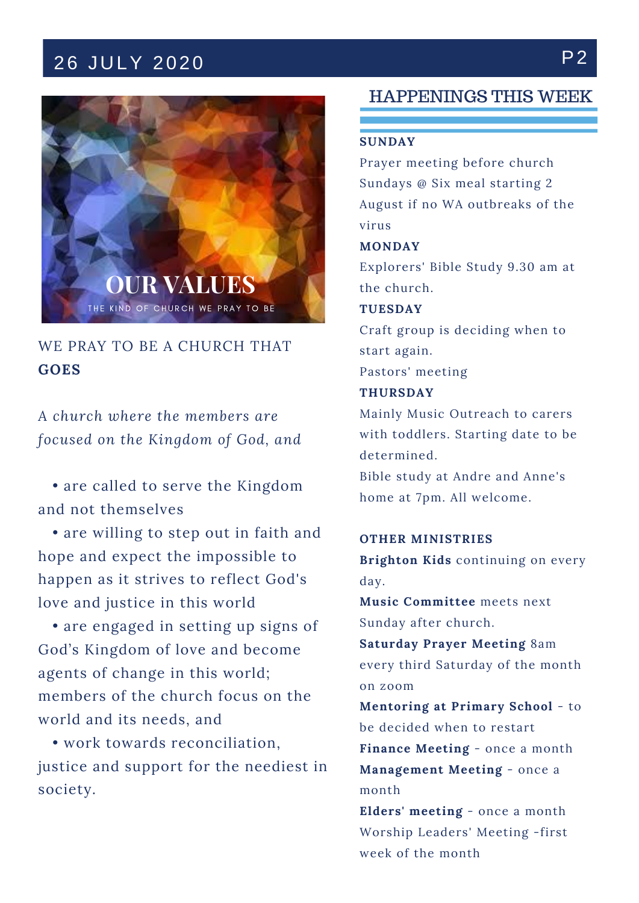26 JULY 2020

OUR VALUES

THE KIND OF CHURCH WE PRAY TO BE

WE PRAY TO BE A CHURCH THAT **GOES**

*A church where the members are focused on the Kingdom of God, and*

- are called to serve the Kingdom and not themselves
- are willing to step out in faith and hope and expect the impossible to happen as it strives to reflect God's love and justice in this world
- are engaged in setting up signs of God's Kingdom of love and become agents of change in this world; members of the church focus on the world and its needs, and
- work towards reconciliation, justice and support for the neediest in society.

## HAPPENINGS THIS WEEK

**SUNDAY**

Prayer meeting before church

Sundays @ Six meal starting 2 August if no WA outbreaks of the virus

**MONDAY**

Explorers' Bible Study 9.30 am at the church.

**TUESDAY**

Craft group is deciding when to start again.

Pastors' meeting

**THURSDAY**

Mainly Music Outreach to carers with toddlers. Starting date to be determined.

Bible study at Andre and Anne's home at 7pm. All welcome.

**OTHER MINISTRIES**

**Brighton Kids** continuing on every day.

**Music Committee** meets next Sunday after church.

**Saturday Prayer Meeting** 8am every third Saturday of the month on zoom

**Mentoring at Primary School** - to be decided when to restart

**Finance Meeting** - once a month

**Management Meeting** - once a month

**Elders' meeting** - once a month

Worship Leaders' Meeting -first week of the month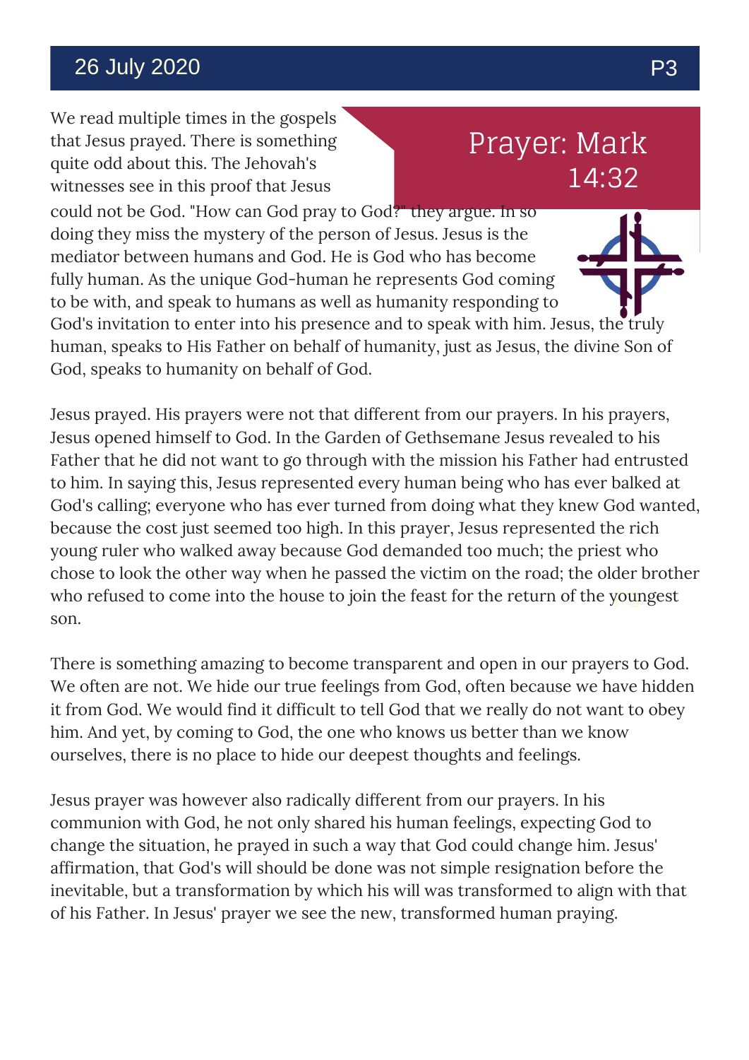# Prayer: Mark 14:32

We read multiple times in the gospels that Jesus prayed. There is something quite odd about this. The Jehovah's witnesses see in this proof that Jesus could not be God. "How can God pray to God?" they argue. In so doing they miss the mystery of the person of Jesus. Jesus is the mediator between humans and God. He is God who has become fully human. As the unique God-human he represents God coming to be with, and speak to humans as well as humanity responding to God's invitation to enter into his presence and to speak with him. Jesus, the truly human, speaks to His Father on behalf of humanity, just as Jesus, the divine Son of God, speaks to humanity on behalf of God.

Jesus prayed. His prayers were not that different from our prayers. In his prayers, Jesus opened himself to God. In the Garden of Gethsemane Jesus revealed to his Father that he did not want to go through with the mission his Father had entrusted to him. In saying this, Jesus represented every human being who has ever balked at God's calling; everyone who has ever turned from doing what they knew God wanted, because the cost just seemed too high. In this prayer, Jesus represented the rich young ruler who walked away because God demanded too much; the priest who chose to look the other way when he passed the victim on the road; the older brother who refused to come into the house to join the feast for the return of the youngest son.

There is something amazing to become transparent and open in our prayers to God. We often are not. We hide our true feelings from God, often because we have hidden it from God. We would find it difficult to tell God that we really do not want to obey him. And yet, by coming to God, the one who knows us better than we know ourselves, there is no place to hide our deepest thoughts and feelings.

Jesus prayer was however also radically different from our prayers. In his communion with God, he not only shared his human feelings, expecting God to change the situation, he prayed in such a way that God could change him. Jesus' affirmation, that God's will should be done was not simple resignation before the inevitable, but a transformation by which his will was transformed to align with that of his Father. In Jesus' prayer we see the new, transformed human praying.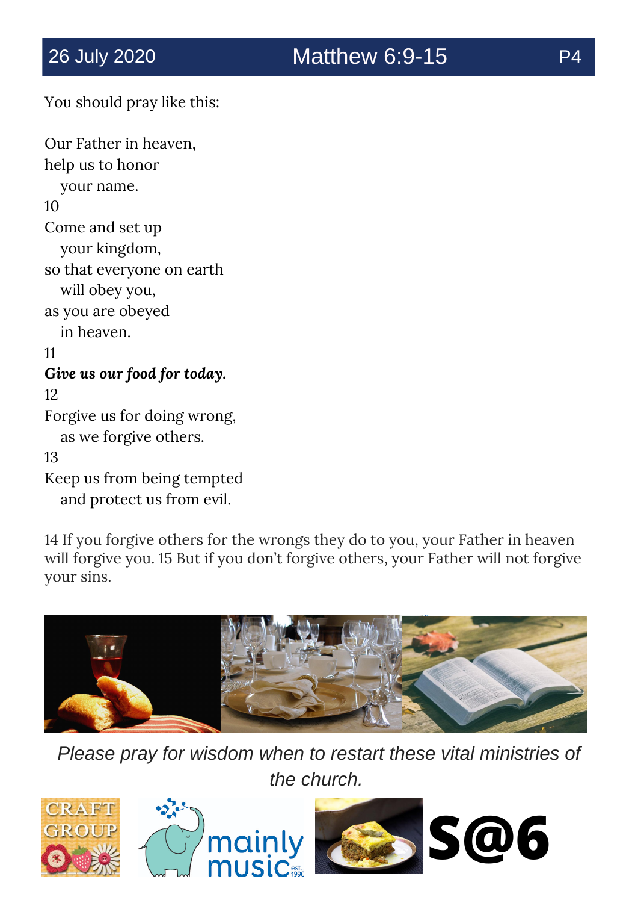26 July 2020

# Matthew 6:9-15

You should pray like this:

Our Father in heaven,
help us to honor
your name.
10
Come and set up
your kingdom,
so that everyone on earth
will obey you,
as you are obeyed
in heaven.
11
***Give us our food for today.***
12
Forgive us for doing wrong,
as we forgive others.
13
Keep us from being tempted
and protect us from evil.

14 If you forgive others for the wrongs they do to you, your Father in heaven will forgive you. 15 But if you don't forgive others, your Father will not forgive your sins.

*Please pray for wisdom when to restart these vital ministries of the church.*

CRAFT GROUP

mainly music est. 1990

S@6